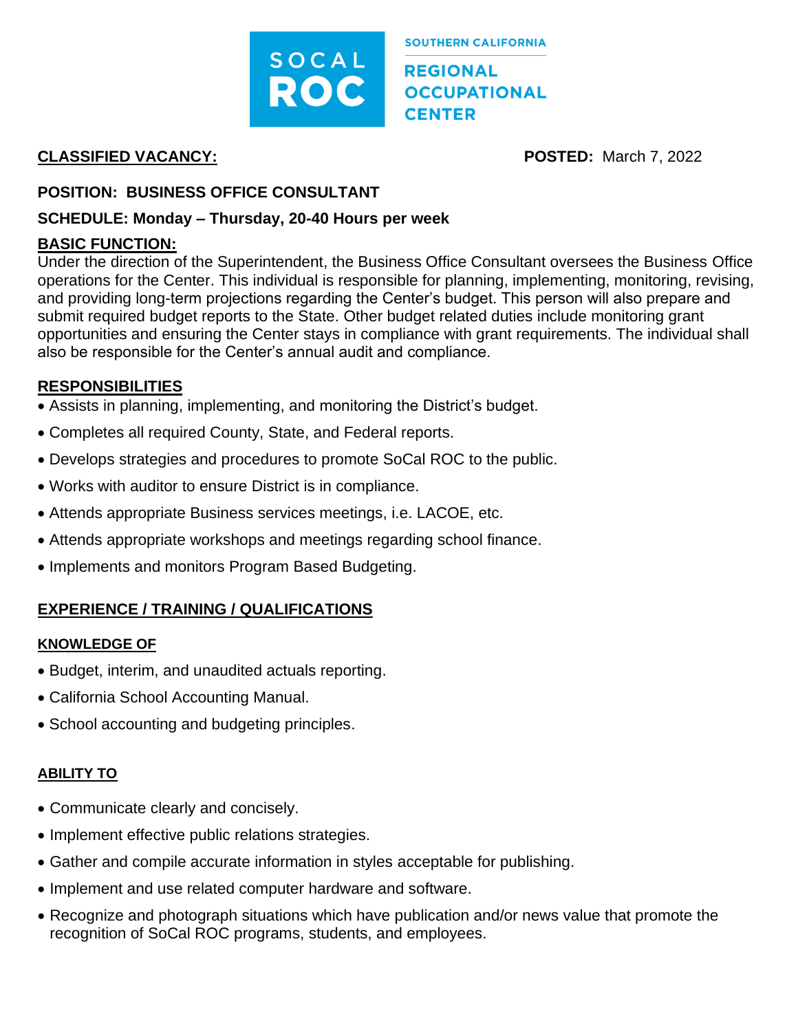SOCAL ROC

SOUTHERN CALIFORNIA REGIONAL OCCUPATIONAL CENTER

**CLASSIFIED VACANCY:** **POSTED:** March 7, 2022

**POSITION: BUSINESS OFFICE CONSULTANT**

**SCHEDULE: Monday – Thursday, 20-40 Hours per week**

## BASIC FUNCTION:

Under the direction of the Superintendent, the Business Office Consultant oversees the Business Office operations for the Center. This individual is responsible for planning, implementing, monitoring, revising, and providing long-term projections regarding the Center's budget. This person will also prepare and submit required budget reports to the State. Other budget related duties include monitoring grant opportunities and ensuring the Center stays in compliance with grant requirements. The individual shall also be responsible for the Center's annual audit and compliance.

## RESPONSIBILITIES

- Assists in planning, implementing, and monitoring the District's budget.
- Completes all required County, State, and Federal reports.
- Develops strategies and procedures to promote SoCal ROC to the public.
- Works with auditor to ensure District is in compliance.
- Attends appropriate Business services meetings, i.e. LACOE, etc.
- Attends appropriate workshops and meetings regarding school finance.
- Implements and monitors Program Based Budgeting.

## EXPERIENCE / TRAINING / QUALIFICATIONS

### KNOWLEDGE OF

- Budget, interim, and unaudited actuals reporting.
- California School Accounting Manual.
- School accounting and budgeting principles.

### ABILITY TO

- Communicate clearly and concisely.
- Implement effective public relations strategies.
- Gather and compile accurate information in styles acceptable for publishing.
- Implement and use related computer hardware and software.
- Recognize and photograph situations which have publication and/or news value that promote the recognition of SoCal ROC programs, students, and employees.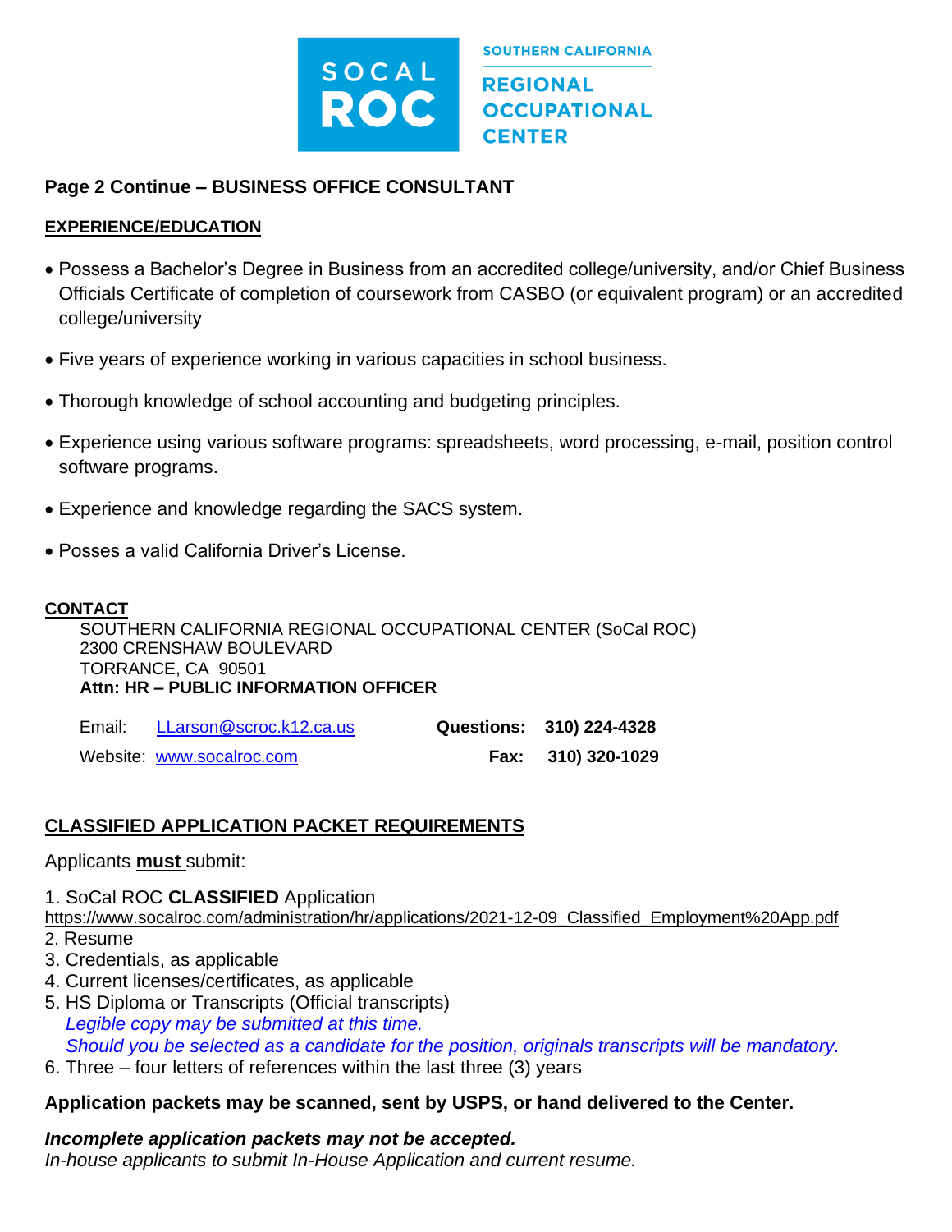SOCAL ROC — SOUTHERN CALIFORNIA REGIONAL OCCUPATIONAL CENTER

**Page 2 Continue – BUSINESS OFFICE CONSULTANT**

**EXPERIENCE/EDUCATION**

- Possess a Bachelor's Degree in Business from an accredited college/university, and/or Chief Business Officials Certificate of completion of coursework from CASBO (or equivalent program) or an accredited college/university
- Five years of experience working in various capacities in school business.
- Thorough knowledge of school accounting and budgeting principles.
- Experience using various software programs: spreadsheets, word processing, e-mail, position control software programs.
- Experience and knowledge regarding the SACS system.
- Posses a valid California Driver's License.

**CONTACT**

SOUTHERN CALIFORNIA REGIONAL OCCUPATIONAL CENTER (SoCal ROC)
2300 CRENSHAW BOULEVARD
TORRANCE, CA 90501
**Attn: HR – PUBLIC INFORMATION OFFICER**

Email: LLarson@scroc.k12.ca.us **Questions: 310) 224-4328**

Website: www.socalroc.com **Fax: 310) 320-1029**

**CLASSIFIED APPLICATION PACKET REQUIREMENTS**

Applicants **must** submit:

1. SoCal ROC **CLASSIFIED** Application
   https://www.socalroc.com/administration/hr/applications/2021-12-09_Classified_Employment%20App.pdf
2. Resume
3. Credentials, as applicable
4. Current licenses/certificates, as applicable
5. HS Diploma or Transcripts (Official transcripts)
   *Legible copy may be submitted at this time.*
   *Should you be selected as a candidate for the position, originals transcripts will be mandatory.*
6. Three – four letters of references within the last three (3) years

**Application packets may be scanned, sent by USPS, or hand delivered to the Center.**

***Incomplete application packets may not be accepted.***
*In-house applicants to submit In-House Application and current resume.*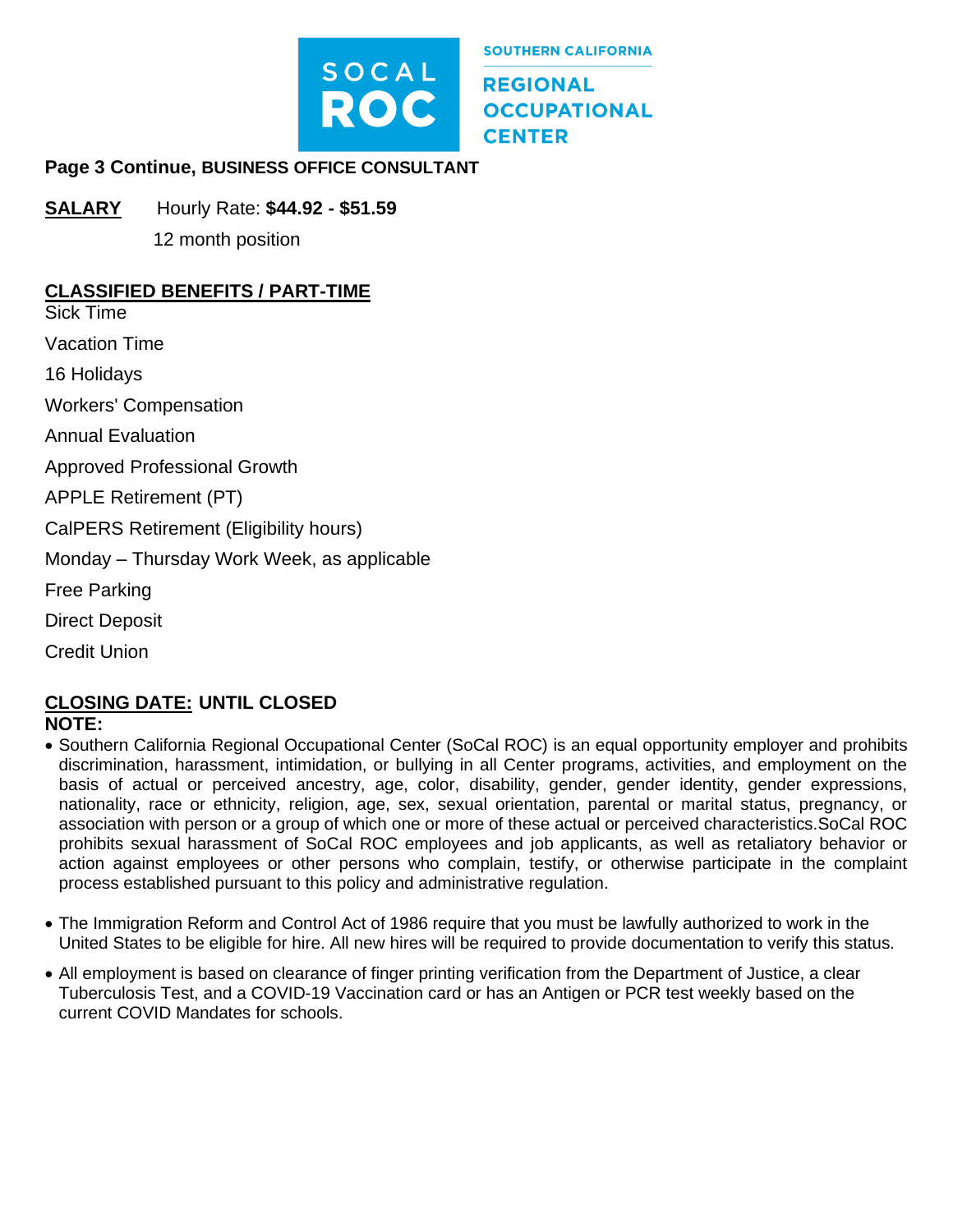SOCAL ROC

SOUTHERN CALIFORNIA REGIONAL OCCUPATIONAL CENTER

**Page 3 Continue, BUSINESS OFFICE CONSULTANT**

**SALARY** Hourly Rate: **$44.92 - $51.59**

12 month position

**CLASSIFIED BENEFITS / PART-TIME**

Sick Time

Vacation Time

16 Holidays

Workers' Compensation

Annual Evaluation

Approved Professional Growth

APPLE Retirement (PT)

CalPERS Retirement (Eligibility hours)

Monday – Thursday Work Week, as applicable

Free Parking

Direct Deposit

Credit Union

**CLOSING DATE: UNTIL CLOSED**

**NOTE:**

- Southern California Regional Occupational Center (SoCal ROC) is an equal opportunity employer and prohibits discrimination, harassment, intimidation, or bullying in all Center programs, activities, and employment on the basis of actual or perceived ancestry, age, color, disability, gender, gender identity, gender expressions, nationality, race or ethnicity, religion, age, sex, sexual orientation, parental or marital status, pregnancy, or association with person or a group of which one or more of these actual or perceived characteristics.SoCal ROC prohibits sexual harassment of SoCal ROC employees and job applicants, as well as retaliatory behavior or action against employees or other persons who complain, testify, or otherwise participate in the complaint process established pursuant to this policy and administrative regulation.
- The Immigration Reform and Control Act of 1986 require that you must be lawfully authorized to work in the United States to be eligible for hire. All new hires will be required to provide documentation to verify this status.
- All employment is based on clearance of finger printing verification from the Department of Justice, a clear Tuberculosis Test, and a COVID-19 Vaccination card or has an Antigen or PCR test weekly based on the current COVID Mandates for schools.